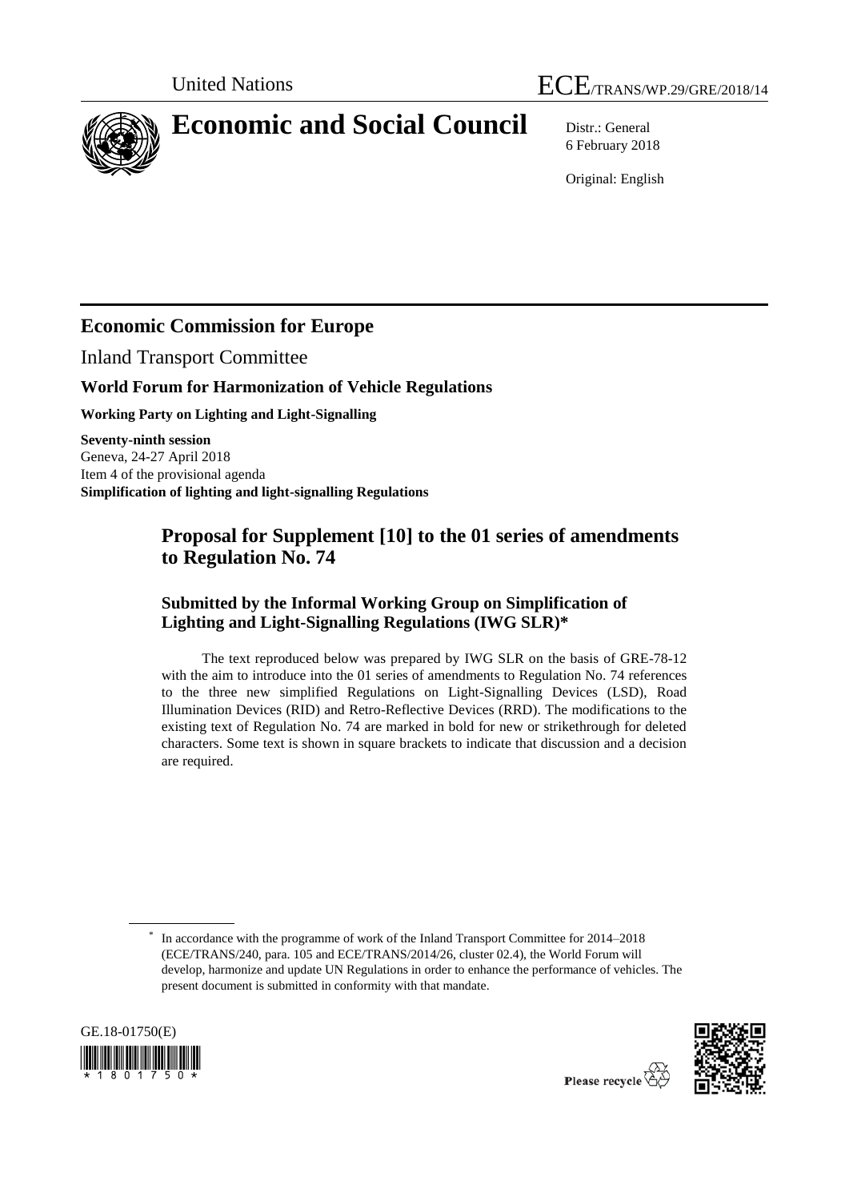United Nations ECE/TRANS/WP.29/GRE/2018/14

# Economic and Social Council

Distr.: General
6 February 2018

Original: English

## Economic Commission for Europe

Inland Transport Committee

### World Forum for Harmonization of Vehicle Regulations

**Working Party on Lighting and Light-Signalling**

**Seventy-ninth session**
Geneva, 24-27 April 2018
Item 4 of the provisional agenda
**Simplification of lighting and light-signalling Regulations**

## Proposal for Supplement [10] to the 01 series of amendments to Regulation No. 74

### Submitted by the Informal Working Group on Simplification of Lighting and Light-Signalling Regulations (IWG SLR)*

The text reproduced below was prepared by IWG SLR on the basis of GRE-78-12 with the aim to introduce into the 01 series of amendments to Regulation No. 74 references to the three new simplified Regulations on Light-Signalling Devices (LSD), Road Illumination Devices (RID) and Retro-Reflective Devices (RRD). The modifications to the existing text of Regulation No. 74 are marked in bold for new or strikethrough for deleted characters. Some text is shown in square brackets to indicate that discussion and a decision are required.

* In accordance with the programme of work of the Inland Transport Committee for 2014–2018 (ECE/TRANS/240, para. 105 and ECE/TRANS/2014/26, cluster 02.4), the World Forum will develop, harmonize and update UN Regulations in order to enhance the performance of vehicles. The present document is submitted in conformity with that mandate.

GE.18-01750(E)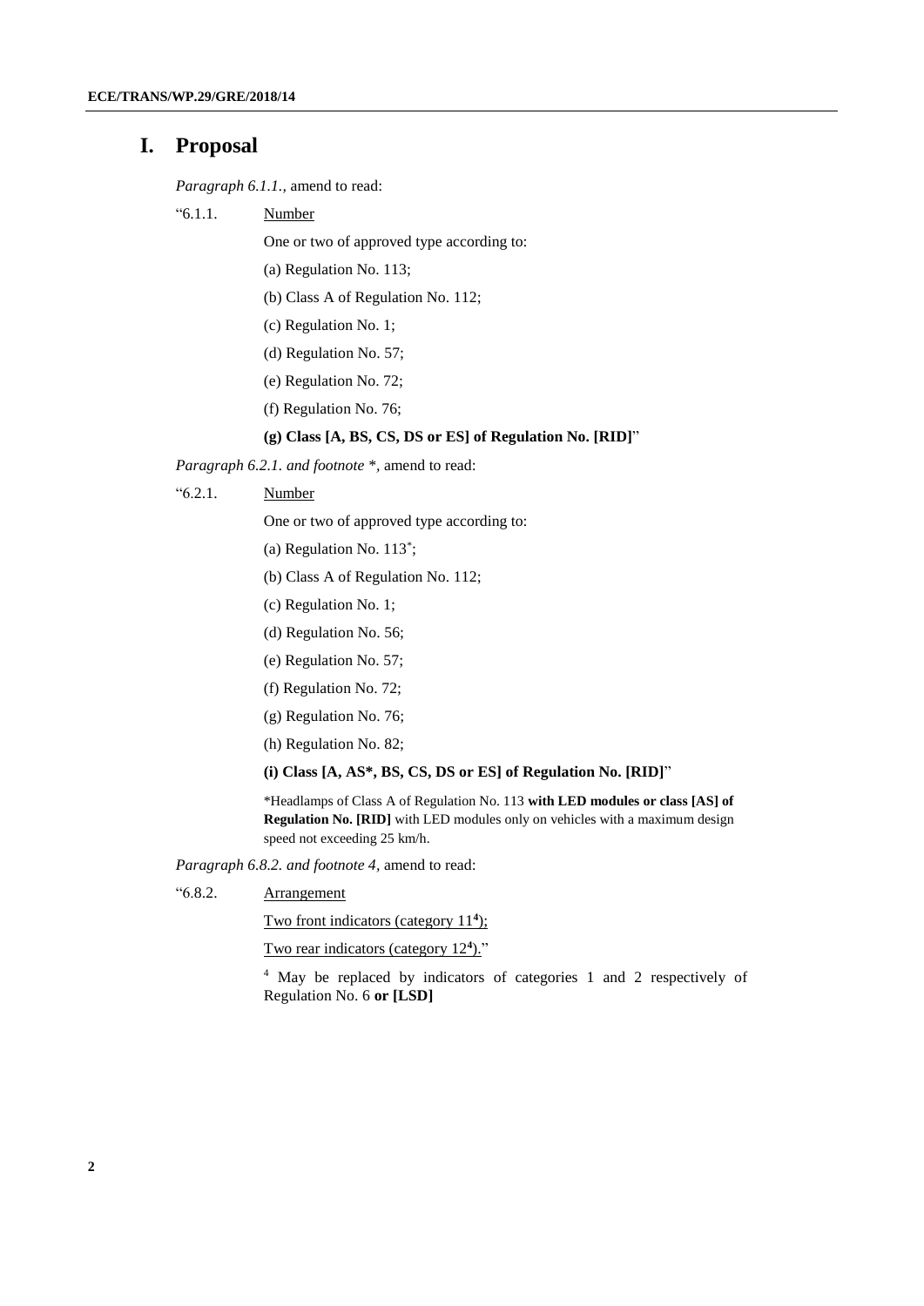# I. Proposal

*Paragraph 6.1.1.,* amend to read:

"6.1.1. Number

One or two of approved type according to:

(a) Regulation No. 113;

(b) Class A of Regulation No. 112;

(c) Regulation No. 1;

(d) Regulation No. 57;

(e) Regulation No. 72;

(f) Regulation No. 76;

**(g) Class [A, BS, CS, DS or ES] of Regulation No. [RID]**"

*Paragraph 6.2.1. and footnote \*,* amend to read:

"6.2.1. Number

One or two of approved type according to:

(a) Regulation No. 113*;

(b) Class A of Regulation No. 112;

(c) Regulation No. 1;

(d) Regulation No. 56;

(e) Regulation No. 57;

(f) Regulation No. 72;

(g) Regulation No. 76;

(h) Regulation No. 82;

**(i) Class [A, AS\*, BS, CS, DS or ES] of Regulation No. [RID]**"

*Headlamps of Class A of Regulation No. 113 **with LED modules or class [AS] of Regulation No. [RID]** with LED modules only on vehicles with a maximum design speed not exceeding 25 km/h.

*Paragraph 6.8.2. and footnote 4,* amend to read:

"6.8.2. Arrangement

Two front indicators (category 11[4]);

Two rear indicators (category 12[4])."

[4] May be replaced by indicators of categories 1 and 2 respectively of Regulation No. 6 **or [LSD]**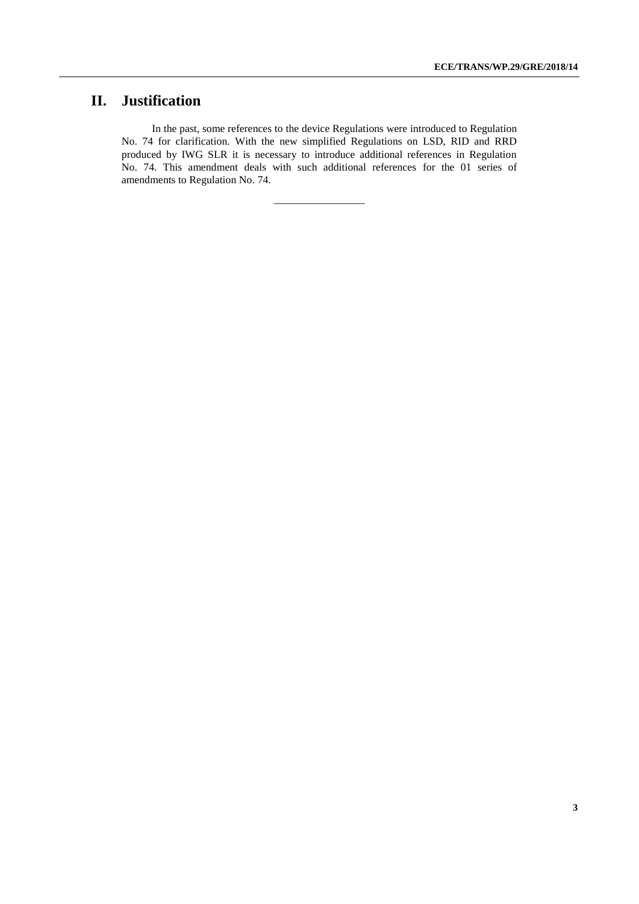# II. Justification

In the past, some references to the device Regulations were introduced to Regulation No. 74 for clarification. With the new simplified Regulations on LSD, RID and RRD produced by IWG SLR it is necessary to introduce additional references in Regulation No. 74. This amendment deals with such additional references for the 01 series of amendments to Regulation No. 74.